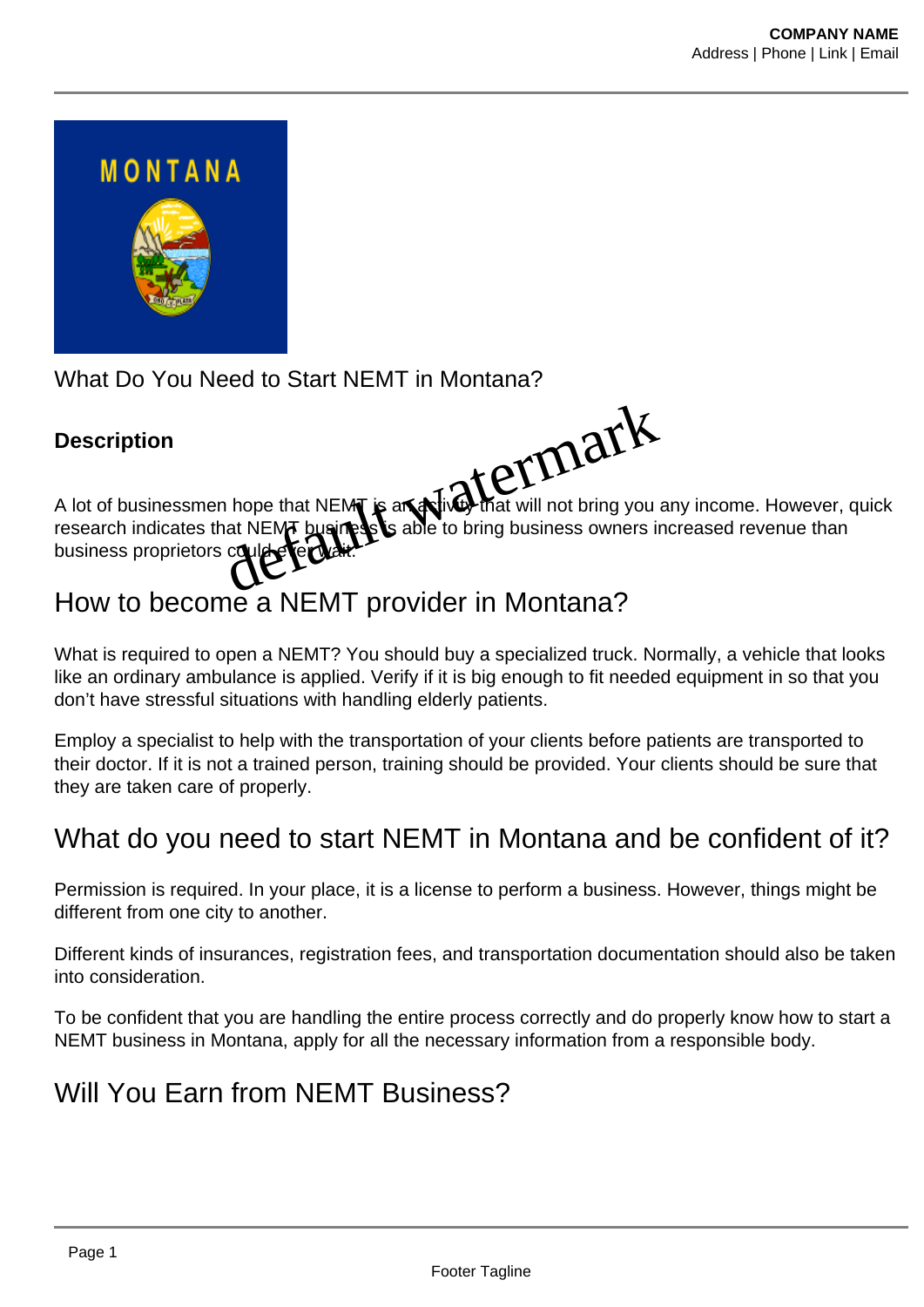What Do You Need to Start NEMT in Montana?

**Description**

A lot of businessmen hope that NEMT is an activity that will not bring you any income. However, quick research indicates that NEMT business is able to bring business owners increased revenue than business proprietors could ever wait.

## How to become a NEMT provider in Montana?

What is required to open a NEMT? You should buy a specialized truck. Normally, a vehicle that looks like an ordinary ambulance is applied. Verify if it is big enough to fit needed equipment in so that you don't have stressful situations with handling elderly patients.

Employ a specialist to help with the transportation of your clients before patients are transported to their doctor. If it is not a trained person, training should be provided. Your clients should be sure that they are taken care of properly.

## What do you need to start NEMT in Montana and be confident of it?

Permission is required. In your place, it is a license to perform a business. However, things might be different from one city to another.

Different kinds of insurances, registration fees, and transportation documentation should also be taken into consideration.

To be confident that you are handling the entire process correctly and do properly know how to start a NEMT business in Montana, apply for all the necessary information from a responsible body.

## Will You Earn from NEMT Business?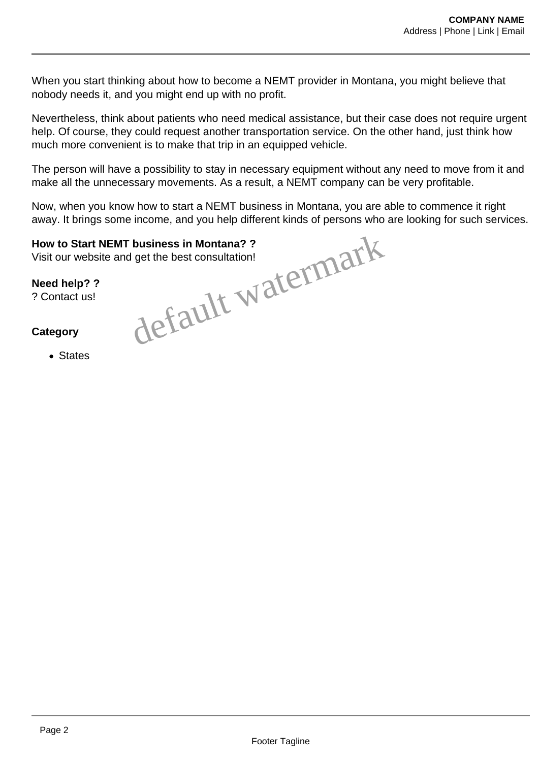When you start thinking about how to become a NEMT provider in Montana, you might believe that nobody needs it, and you might end up with no profit.

Nevertheless, think about patients who need medical assistance, but their case does not require urgent help. Of course, they could request another transportation service. On the other hand, just think how much more convenient is to make that trip in an equipped vehicle.

The person will have a possibility to stay in necessary equipment without any need to move from it and make all the unnecessary movements. As a result, a NEMT company can be very profitable.

Now, when you know how to start a NEMT business in Montana, you are able to commence it right away. It brings some income, and you help different kinds of persons who are looking for such services.

**How to Start NEMT business in Montana? ?**
Visit our website and get the best consultation!

**Need help? ?**
? Contact us!

**Category**

- States